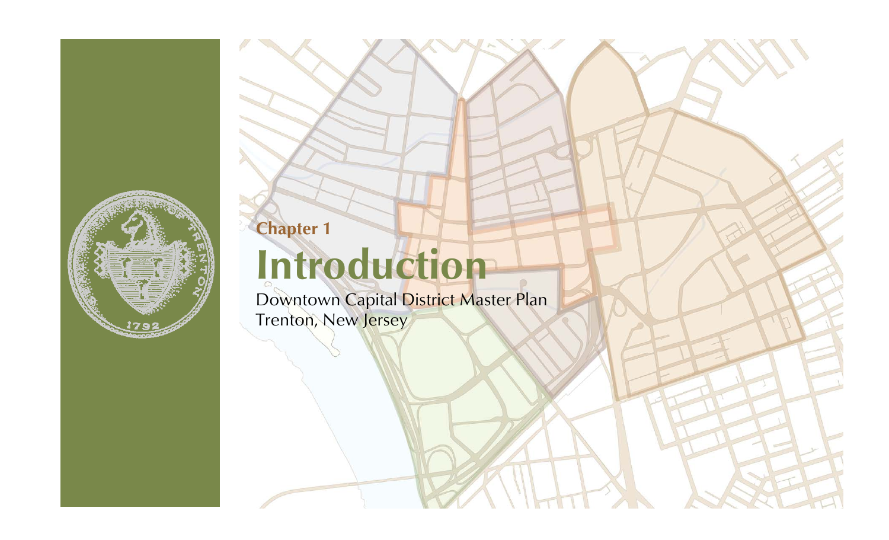Chapter 1

# Introduction

Downtown Capital District Master Plan
Trenton, New Jersey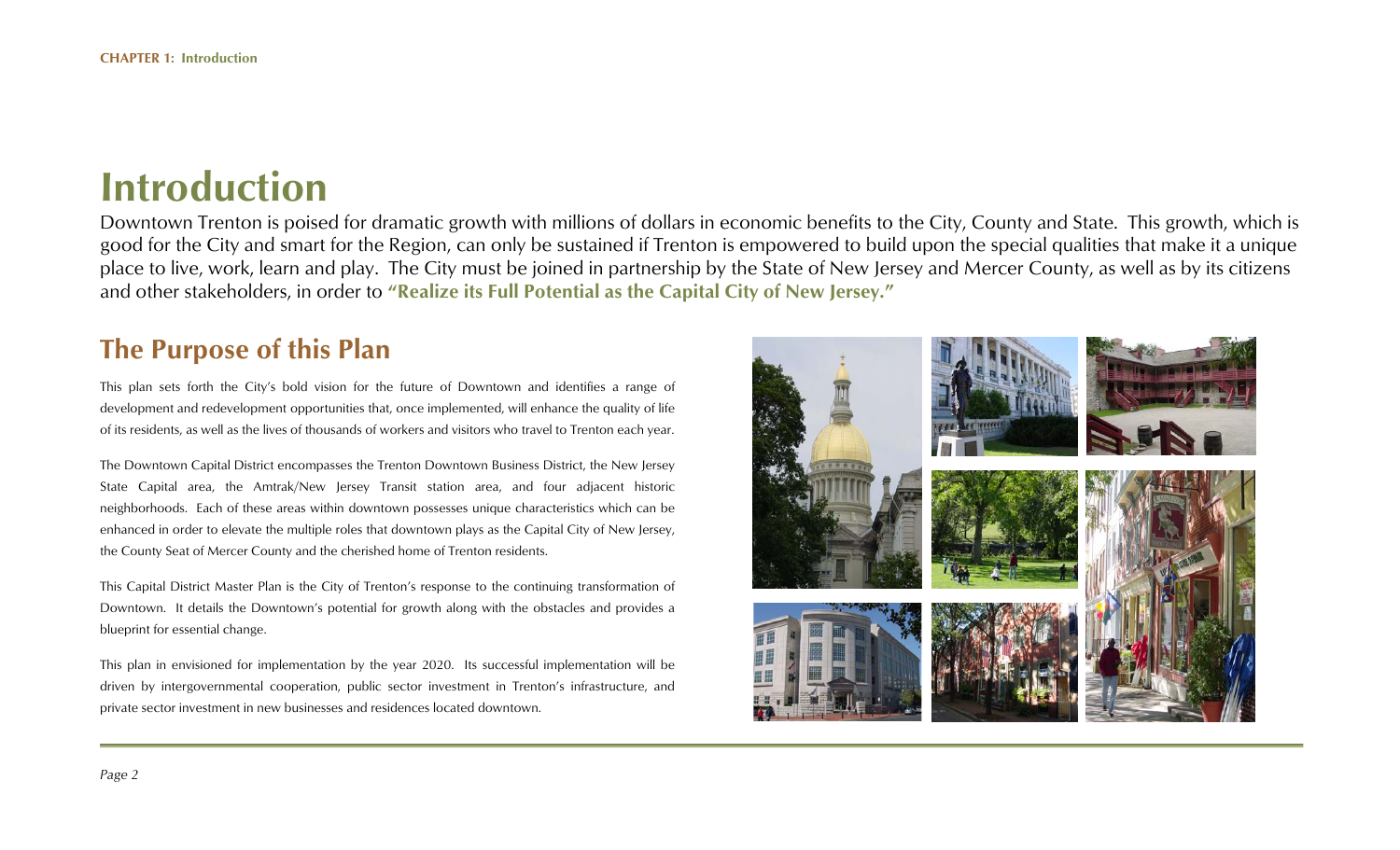# Introduction

Downtown Trenton is poised for dramatic growth with millions of dollars in economic benefits to the City, County and State. This growth, which is good for the City and smart for the Region, can only be sustained if Trenton is empowered to build upon the special qualities that make it a unique place to live, work, learn and play. The City must be joined in partnership by the State of New Jersey and Mercer County, as well as by its citizens and other stakeholders, in order to **"Realize its Full Potential as the Capital City of New Jersey."**

## The Purpose of this Plan

This plan sets forth the City's bold vision for the future of Downtown and identifies a range of development and redevelopment opportunities that, once implemented, will enhance the quality of life of its residents, as well as the lives of thousands of workers and visitors who travel to Trenton each year.

The Downtown Capital District encompasses the Trenton Downtown Business District, the New Jersey State Capital area, the Amtrak/New Jersey Transit station area, and four adjacent historic neighborhoods. Each of these areas within downtown possesses unique characteristics which can be enhanced in order to elevate the multiple roles that downtown plays as the Capital City of New Jersey, the County Seat of Mercer County and the cherished home of Trenton residents.

This Capital District Master Plan is the City of Trenton's response to the continuing transformation of Downtown. It details the Downtown's potential for growth along with the obstacles and provides a blueprint for essential change.

This plan in envisioned for implementation by the year 2020. Its successful implementation will be driven by intergovernmental cooperation, public sector investment in Trenton's infrastructure, and private sector investment in new businesses and residences located downtown.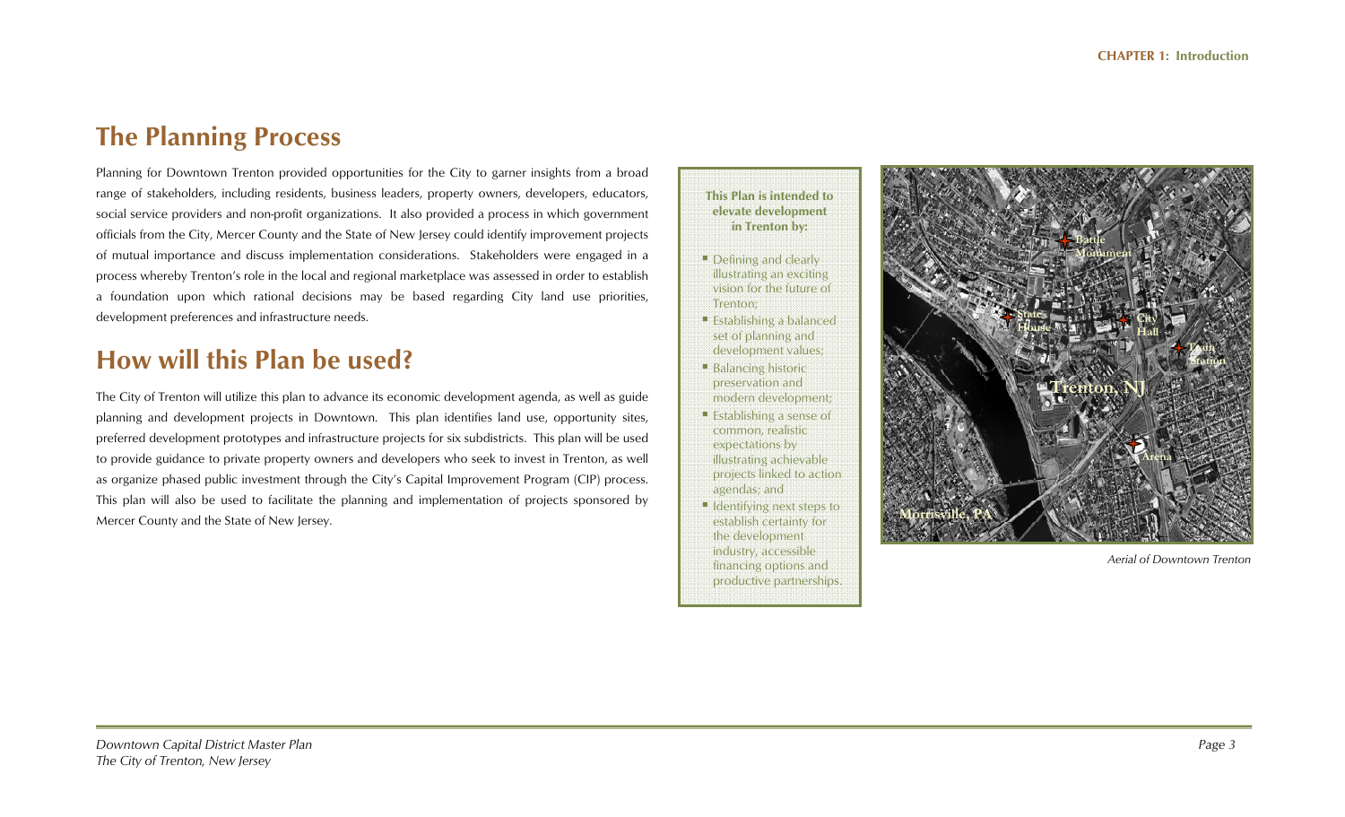## The Planning Process

Planning for Downtown Trenton provided opportunities for the City to garner insights from a broad range of stakeholders, including residents, business leaders, property owners, developers, educators, social service providers and non-profit organizations. It also provided a process in which government officials from the City, Mercer County and the State of New Jersey could identify improvement projects of mutual importance and discuss implementation considerations. Stakeholders were engaged in a process whereby Trenton's role in the local and regional marketplace was assessed in order to establish a foundation upon which rational decisions may be based regarding City land use priorities, development preferences and infrastructure needs.

## How will this Plan be used?

The City of Trenton will utilize this plan to advance its economic development agenda, as well as guide planning and development projects in Downtown. This plan identifies land use, opportunity sites, preferred development prototypes and infrastructure projects for six subdistricts. This plan will be used to provide guidance to private property owners and developers who seek to invest in Trenton, as well as organize phased public investment through the City's Capital Improvement Program (CIP) process. This plan will also be used to facilitate the planning and implementation of projects sponsored by Mercer County and the State of New Jersey.

**This Plan is intended to elevate development in Trenton by:**

- Defining and clearly illustrating an exciting vision for the future of Trenton;
- Establishing a balanced set of planning and development values;
- Balancing historic preservation and modern development;
- Establishing a sense of common, realistic expectations by illustrating achievable projects linked to action agendas; and
- Identifying next steps to establish certainty for the development industry, accessible financing options and productive partnerships.

*Aerial of Downtown Trenton*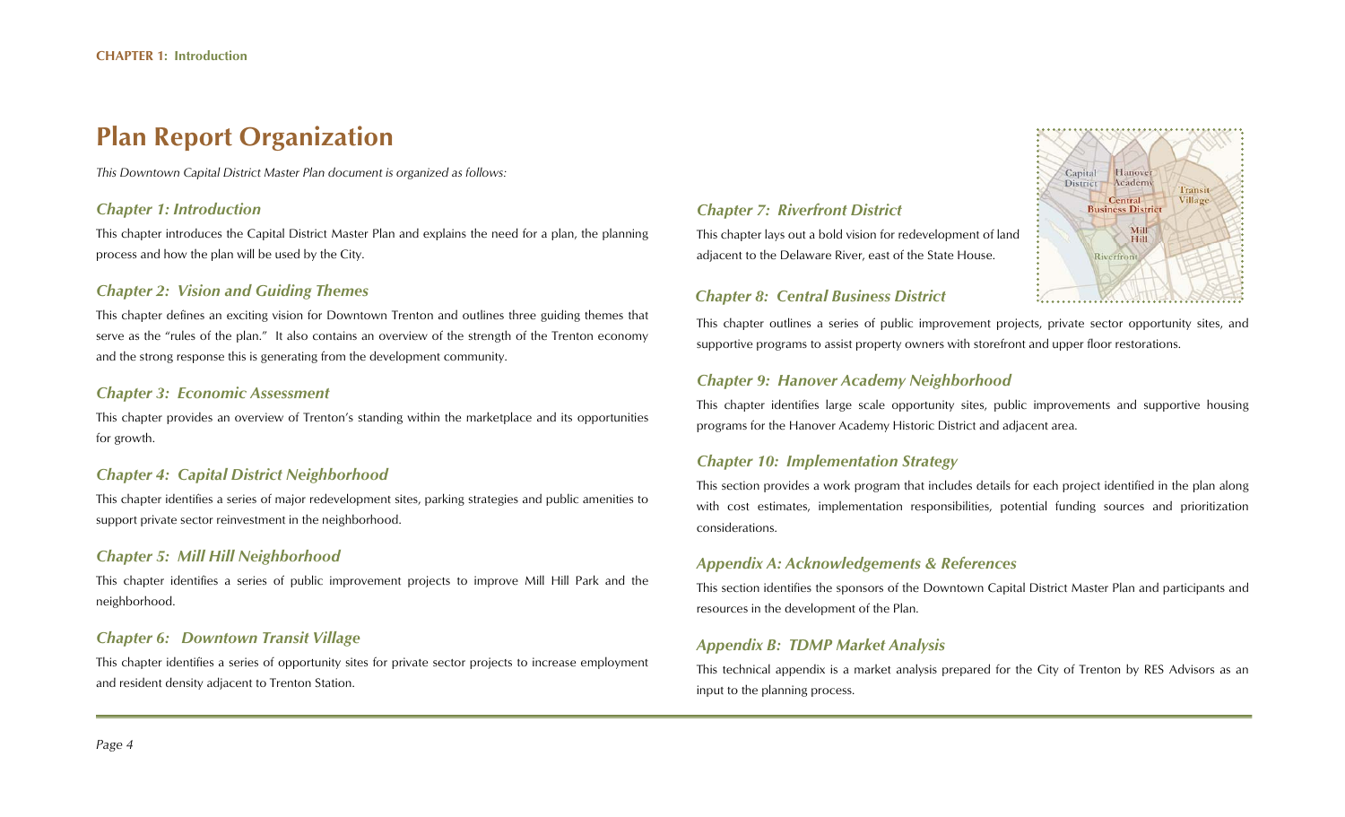# Plan Report Organization

*This Downtown Capital District Master Plan document is organized as follows:*

### *Chapter 1: Introduction*

This chapter introduces the Capital District Master Plan and explains the need for a plan, the planning process and how the plan will be used by the City.

### *Chapter 2: Vision and Guiding Themes*

This chapter defines an exciting vision for Downtown Trenton and outlines three guiding themes that serve as the "rules of the plan." It also contains an overview of the strength of the Trenton economy and the strong response this is generating from the development community.

### *Chapter 3: Economic Assessment*

This chapter provides an overview of Trenton's standing within the marketplace and its opportunities for growth.

### *Chapter 4: Capital District Neighborhood*

This chapter identifies a series of major redevelopment sites, parking strategies and public amenities to support private sector reinvestment in the neighborhood.

### *Chapter 5: Mill Hill Neighborhood*

This chapter identifies a series of public improvement projects to improve Mill Hill Park and the neighborhood.

### *Chapter 6: Downtown Transit Village*

This chapter identifies a series of opportunity sites for private sector projects to increase employment and resident density adjacent to Trenton Station.

### *Chapter 7: Riverfront District*

This chapter lays out a bold vision for redevelopment of land adjacent to the Delaware River, east of the State House.

Capital District
Hanover Academy
Transit Village
Central Business District
Mill Hill
Riverfront

### *Chapter 8: Central Business District*

This chapter outlines a series of public improvement projects, private sector opportunity sites, and supportive programs to assist property owners with storefront and upper floor restorations.

### *Chapter 9: Hanover Academy Neighborhood*

This chapter identifies large scale opportunity sites, public improvements and supportive housing programs for the Hanover Academy Historic District and adjacent area.

### *Chapter 10: Implementation Strategy*

This section provides a work program that includes details for each project identified in the plan along with cost estimates, implementation responsibilities, potential funding sources and prioritization considerations.

### *Appendix A: Acknowledgements & References*

This section identifies the sponsors of the Downtown Capital District Master Plan and participants and resources in the development of the Plan.

### *Appendix B: TDMP Market Analysis*

This technical appendix is a market analysis prepared for the City of Trenton by RES Advisors as an input to the planning process.